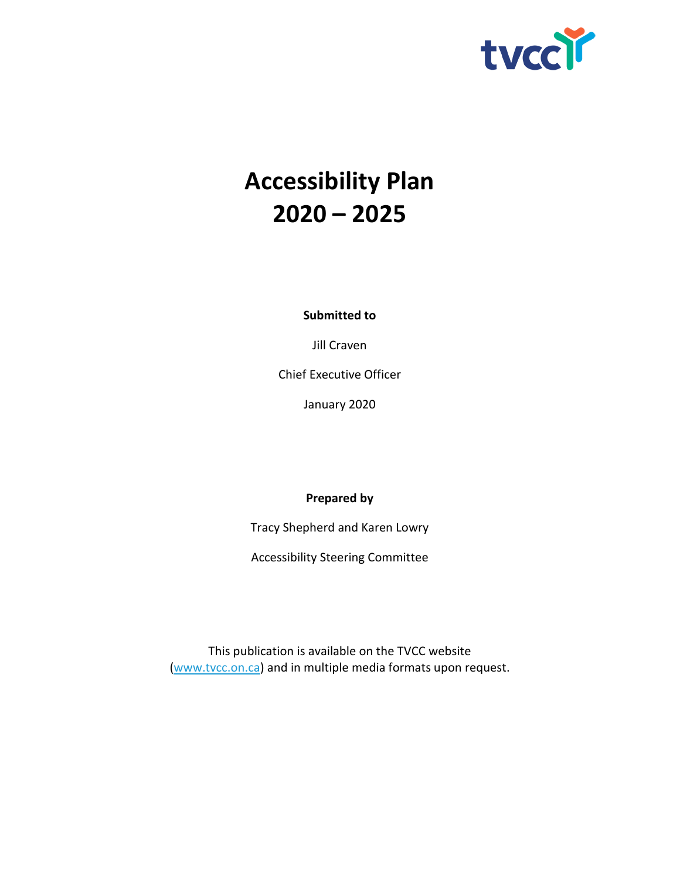tvcc

# Accessibility Plan
# 2020 – 2025

**Submitted to**

Jill Craven

Chief Executive Officer

January 2020

**Prepared by**

Tracy Shepherd and Karen Lowry

Accessibility Steering Committee

This publication is available on the TVCC website ([www.tvcc.on.ca](http://www.tvcc.on.ca)) and in multiple media formats upon request.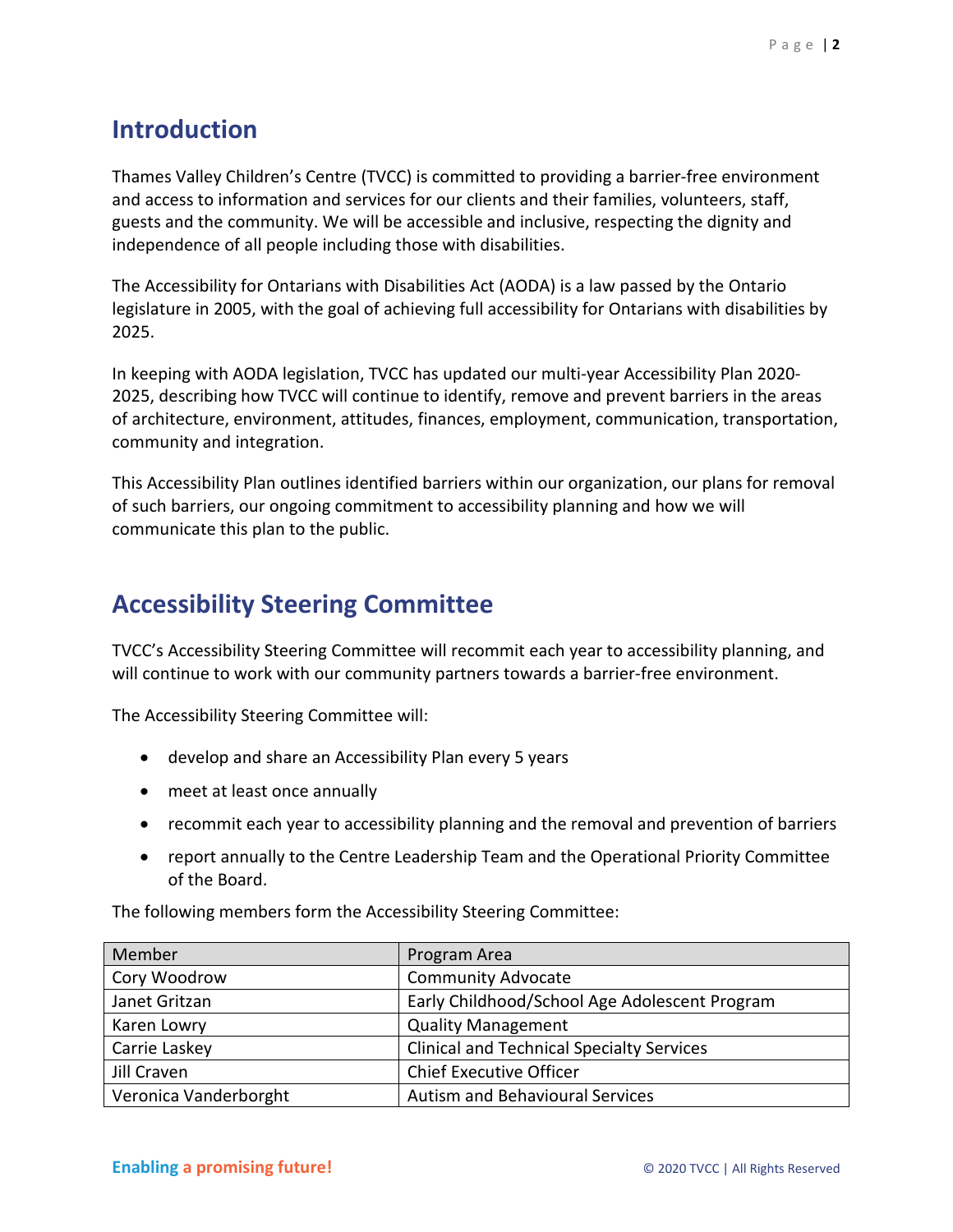## Introduction

Thames Valley Children's Centre (TVCC) is committed to providing a barrier-free environment and access to information and services for our clients and their families, volunteers, staff, guests and the community. We will be accessible and inclusive, respecting the dignity and independence of all people including those with disabilities.

The Accessibility for Ontarians with Disabilities Act (AODA) is a law passed by the Ontario legislature in 2005, with the goal of achieving full accessibility for Ontarians with disabilities by 2025.

In keeping with AODA legislation, TVCC has updated our multi-year Accessibility Plan 2020-2025, describing how TVCC will continue to identify, remove and prevent barriers in the areas of architecture, environment, attitudes, finances, employment, communication, transportation, community and integration.

This Accessibility Plan outlines identified barriers within our organization, our plans for removal of such barriers, our ongoing commitment to accessibility planning and how we will communicate this plan to the public.

## Accessibility Steering Committee

TVCC's Accessibility Steering Committee will recommit each year to accessibility planning, and will continue to work with our community partners towards a barrier-free environment.

The Accessibility Steering Committee will:

- develop and share an Accessibility Plan every 5 years
- meet at least once annually
- recommit each year to accessibility planning and the removal and prevention of barriers
- report annually to the Centre Leadership Team and the Operational Priority Committee of the Board.

The following members form the Accessibility Steering Committee:

| Member | Program Area |
|---|---|
| Cory Woodrow | Community Advocate |
| Janet Gritzan | Early Childhood/School Age Adolescent Program |
| Karen Lowry | Quality Management |
| Carrie Laskey | Clinical and Technical Specialty Services |
| Jill Craven | Chief Executive Officer |
| Veronica Vanderborght | Autism and Behavioural Services |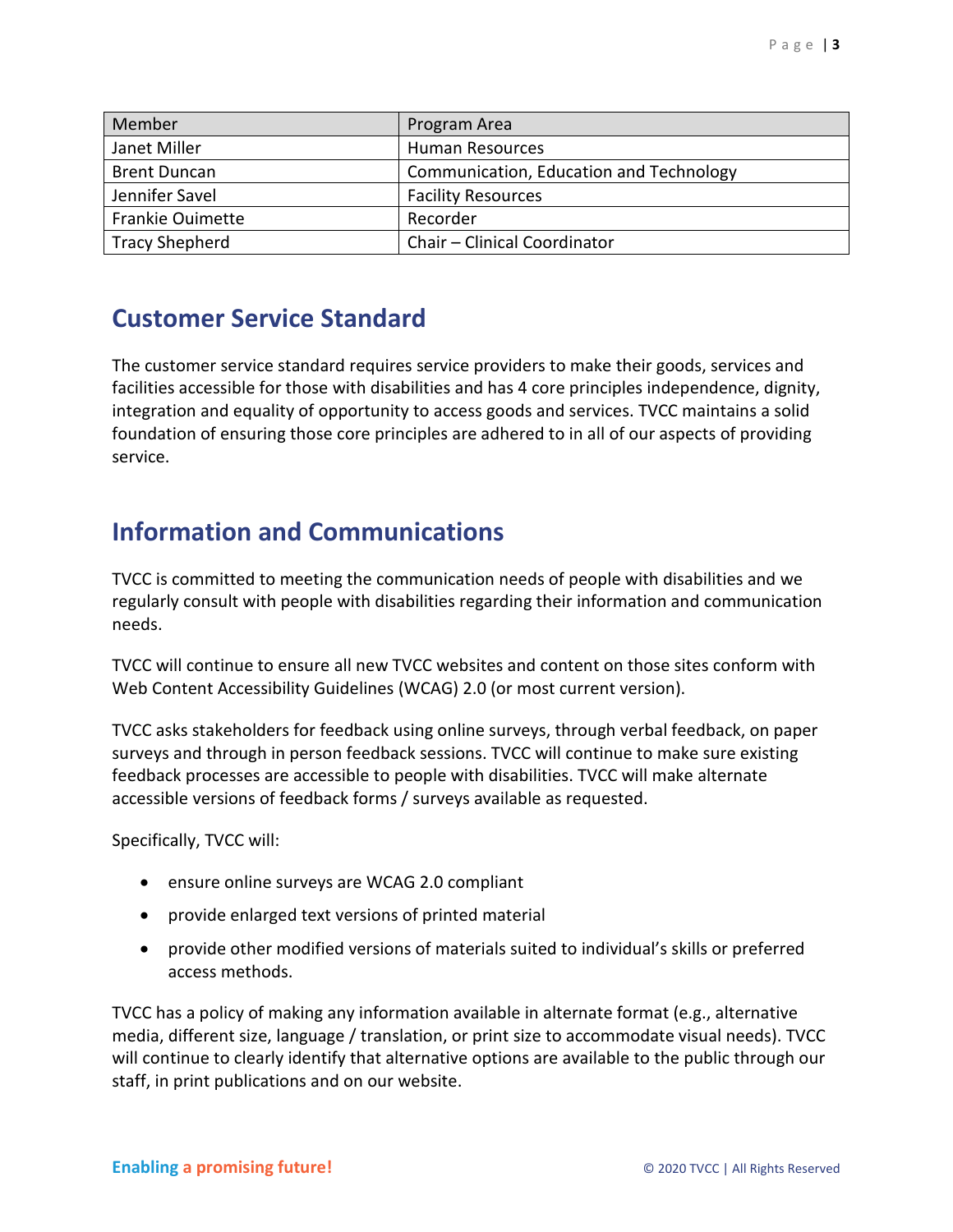| Member | Program Area |
| --- | --- |
| Janet Miller | Human Resources |
| Brent Duncan | Communication, Education and Technology |
| Jennifer Savel | Facility Resources |
| Frankie Ouimette | Recorder |
| Tracy Shepherd | Chair – Clinical Coordinator |

## Customer Service Standard

The customer service standard requires service providers to make their goods, services and facilities accessible for those with disabilities and has 4 core principles independence, dignity, integration and equality of opportunity to access goods and services. TVCC maintains a solid foundation of ensuring those core principles are adhered to in all of our aspects of providing service.

## Information and Communications

TVCC is committed to meeting the communication needs of people with disabilities and we regularly consult with people with disabilities regarding their information and communication needs.

TVCC will continue to ensure all new TVCC websites and content on those sites conform with Web Content Accessibility Guidelines (WCAG) 2.0 (or most current version).

TVCC asks stakeholders for feedback using online surveys, through verbal feedback, on paper surveys and through in person feedback sessions. TVCC will continue to make sure existing feedback processes are accessible to people with disabilities. TVCC will make alternate accessible versions of feedback forms / surveys available as requested.

Specifically, TVCC will:

- ensure online surveys are WCAG 2.0 compliant
- provide enlarged text versions of printed material
- provide other modified versions of materials suited to individual's skills or preferred access methods.

TVCC has a policy of making any information available in alternate format (e.g., alternative media, different size, language / translation, or print size to accommodate visual needs). TVCC will continue to clearly identify that alternative options are available to the public through our staff, in print publications and on our website.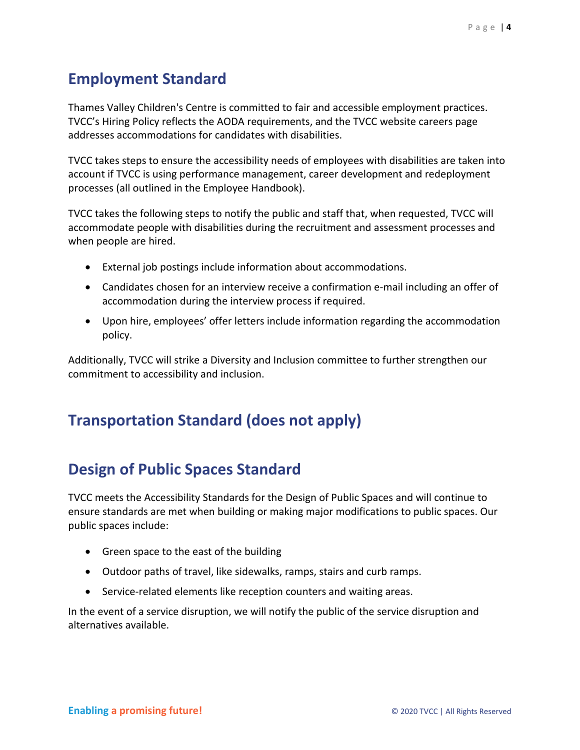## Employment Standard

Thames Valley Children's Centre is committed to fair and accessible employment practices. TVCC's Hiring Policy reflects the AODA requirements, and the TVCC website careers page addresses accommodations for candidates with disabilities.

TVCC takes steps to ensure the accessibility needs of employees with disabilities are taken into account if TVCC is using performance management, career development and redeployment processes (all outlined in the Employee Handbook).

TVCC takes the following steps to notify the public and staff that, when requested, TVCC will accommodate people with disabilities during the recruitment and assessment processes and when people are hired.

- External job postings include information about accommodations.
- Candidates chosen for an interview receive a confirmation e-mail including an offer of accommodation during the interview process if required.
- Upon hire, employees' offer letters include information regarding the accommodation policy.

Additionally, TVCC will strike a Diversity and Inclusion committee to further strengthen our commitment to accessibility and inclusion.

## Transportation Standard (does not apply)

## Design of Public Spaces Standard

TVCC meets the Accessibility Standards for the Design of Public Spaces and will continue to ensure standards are met when building or making major modifications to public spaces. Our public spaces include:

- Green space to the east of the building
- Outdoor paths of travel, like sidewalks, ramps, stairs and curb ramps.
- Service-related elements like reception counters and waiting areas.

In the event of a service disruption, we will notify the public of the service disruption and alternatives available.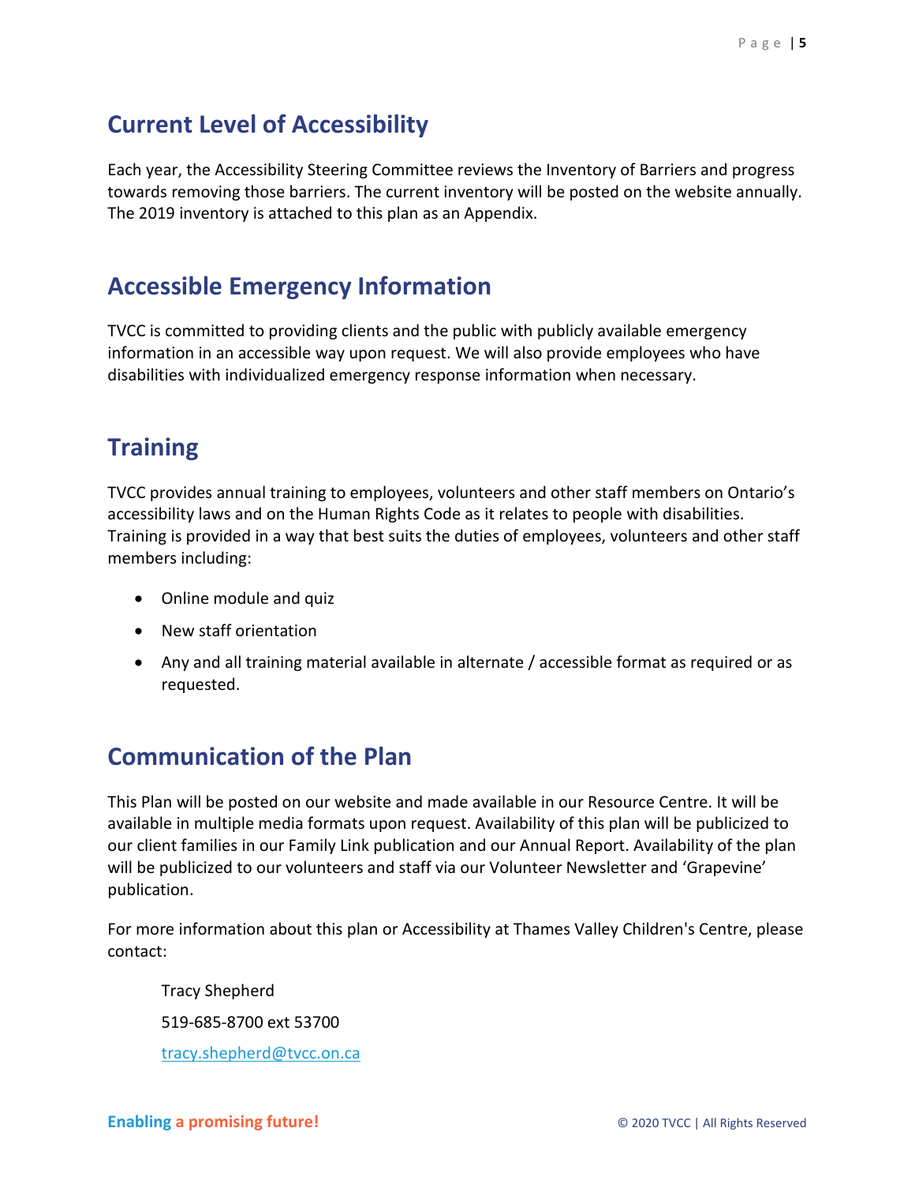## Current Level of Accessibility

Each year, the Accessibility Steering Committee reviews the Inventory of Barriers and progress towards removing those barriers. The current inventory will be posted on the website annually. The 2019 inventory is attached to this plan as an Appendix.

## Accessible Emergency Information

TVCC is committed to providing clients and the public with publicly available emergency information in an accessible way upon request. We will also provide employees who have disabilities with individualized emergency response information when necessary.

## Training

TVCC provides annual training to employees, volunteers and other staff members on Ontario's accessibility laws and on the Human Rights Code as it relates to people with disabilities. Training is provided in a way that best suits the duties of employees, volunteers and other staff members including:

- Online module and quiz
- New staff orientation
- Any and all training material available in alternate / accessible format as required or as requested.

## Communication of the Plan

This Plan will be posted on our website and made available in our Resource Centre. It will be available in multiple media formats upon request. Availability of this plan will be publicized to our client families in our Family Link publication and our Annual Report. Availability of the plan will be publicized to our volunteers and staff via our Volunteer Newsletter and 'Grapevine' publication.

For more information about this plan or Accessibility at Thames Valley Children's Centre, please contact:

Tracy Shepherd

519-685-8700 ext 53700

tracy.shepherd@tvcc.on.ca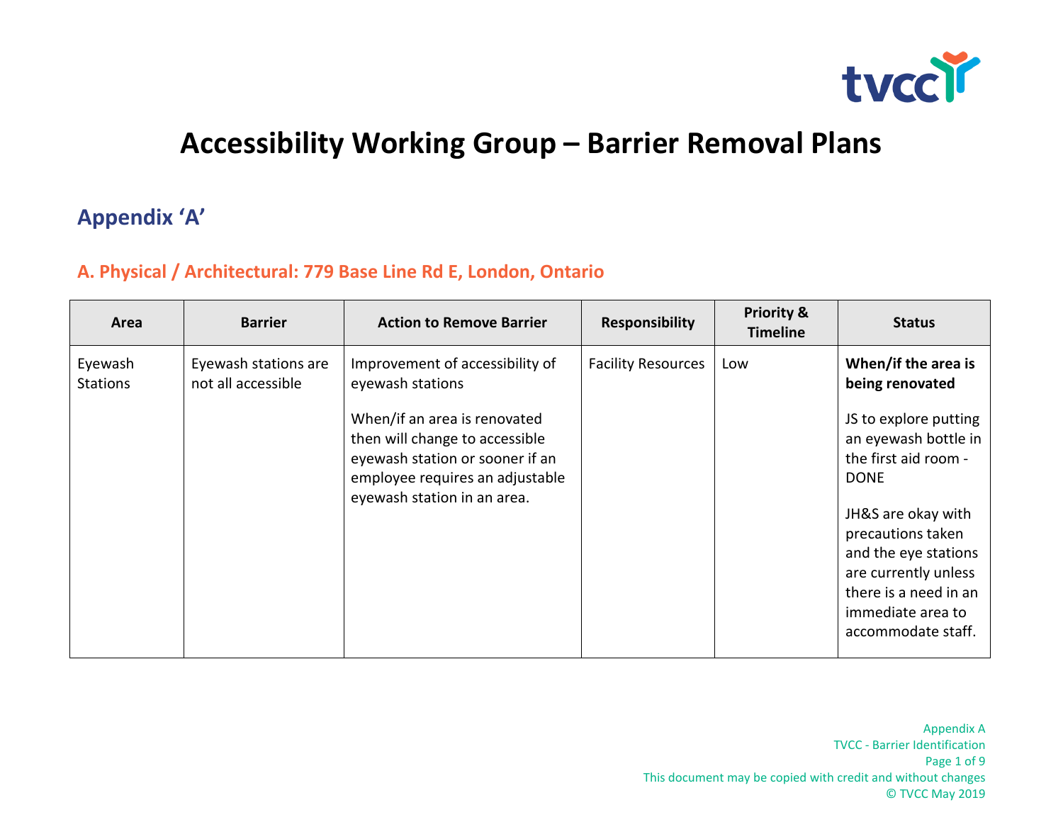# Accessibility Working Group – Barrier Removal Plans

## Appendix 'A'

### A. Physical / Architectural: 779 Base Line Rd E, London, Ontario

| Area | Barrier | Action to Remove Barrier | Responsibility | Priority & Timeline | Status |
|---|---|---|---|---|---|
| Eyewash Stations | Eyewash stations are not all accessible | Improvement of accessibility of eyewash stations<br><br>When/if an area is renovated then will change to accessible eyewash station or sooner if an employee requires an adjustable eyewash station in an area. | Facility Resources | Low | **When/if the area is being renovated**<br><br>JS to explore putting an eyewash bottle in the first aid room - DONE<br><br>JH&S are okay with precautions taken and the eye stations are currently unless there is a need in an immediate area to accommodate staff. |

Appendix A
TVCC - Barrier Identification
This document may be copied with credit and without changes
© TVCC May 2019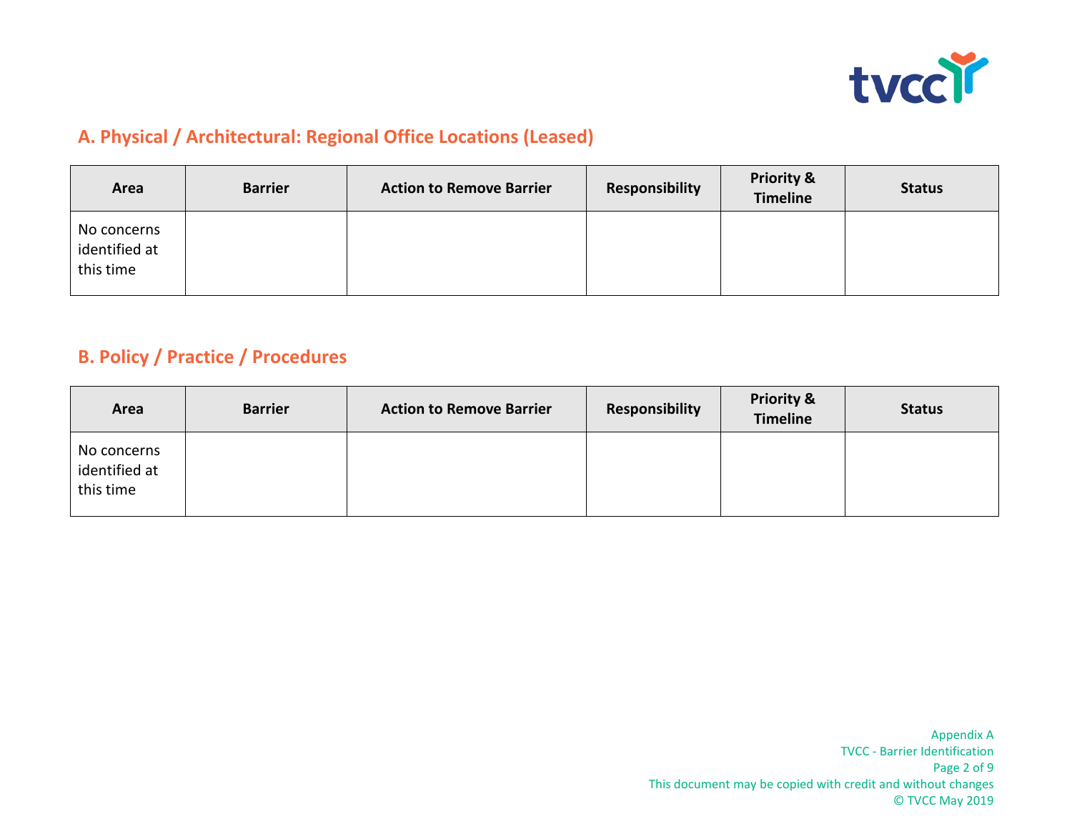## A. Physical / Architectural: Regional Office Locations (Leased)

| Area | Barrier | Action to Remove Barrier | Responsibility | Priority & Timeline | Status |
|---|---|---|---|---|---|
| No concerns identified at this time | | | | | |

## B. Policy / Practice / Procedures

| Area | Barrier | Action to Remove Barrier | Responsibility | Priority & Timeline | Status |
|---|---|---|---|---|---|
| No concerns identified at this time | | | | | |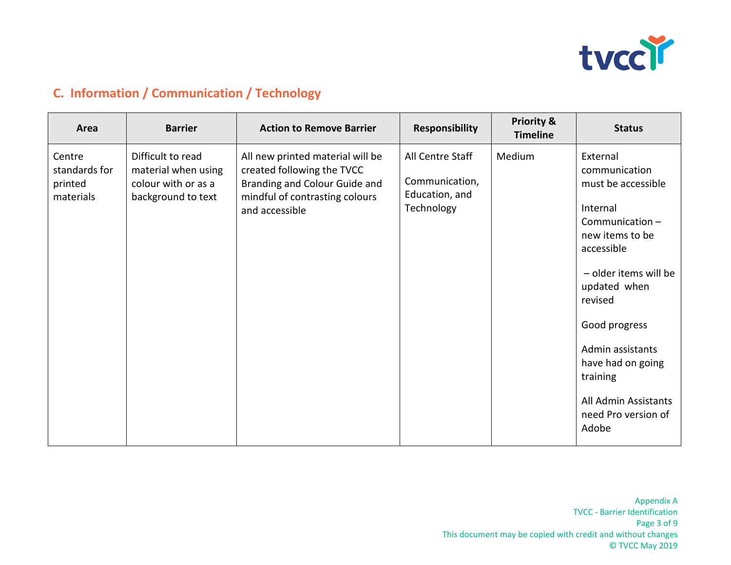## C. Information / Communication / Technology

| Area | Barrier | Action to Remove Barrier | Responsibility | Priority & Timeline | Status |
|---|---|---|---|---|---|
| Centre standards for printed materials | Difficult to read material when using colour with or as a background to text | All new printed material will be created following the TVCC Branding and Colour Guide and mindful of contrasting colours and accessible | All Centre Staff<br><br>Communication, Education, and Technology | Medium | External communication must be accessible<br><br>Internal Communication – new items to be accessible<br><br>– older items will be updated when revised<br><br>Good progress<br><br>Admin assistants have had on going training<br><br>All Admin Assistants need Pro version of Adobe |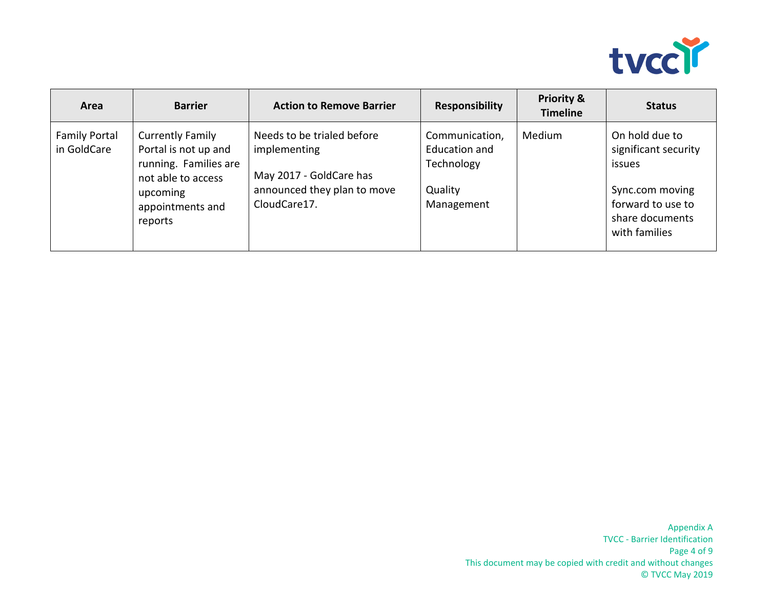| Area | Barrier | Action to Remove Barrier | Responsibility | Priority & Timeline | Status |
|---|---|---|---|---|---|
| Family Portal in GoldCare | Currently Family Portal is not up and running. Families are not able to access upcoming appointments and reports | Needs to be trialed before implementing<br><br>May 2017 - GoldCare has announced they plan to move CloudCare17. | Communication, Education and Technology<br><br>Quality Management | Medium | On hold due to significant security issues<br><br>Sync.com moving forward to use to share documents with families |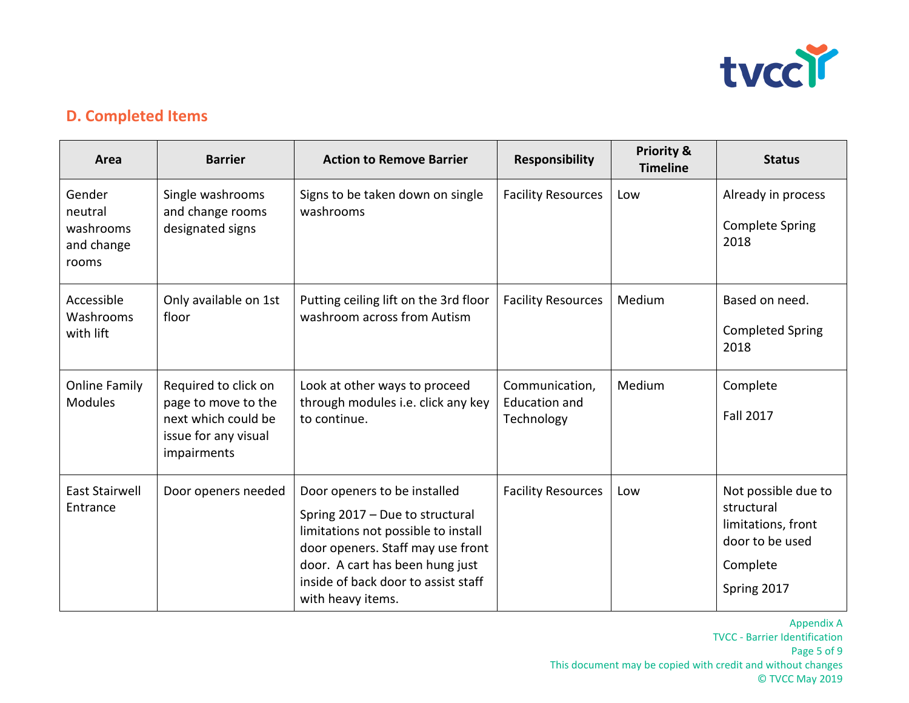## D. Completed Items

| Area | Barrier | Action to Remove Barrier | Responsibility | Priority & Timeline | Status |
|---|---|---|---|---|---|
| Gender neutral washrooms and change rooms | Single washrooms and change rooms designated signs | Signs to be taken down on single washrooms | Facility Resources | Low | Already in process<br><br>Complete Spring 2018 |
| Accessible Washrooms with lift | Only available on 1st floor | Putting ceiling lift on the 3rd floor washroom across from Autism | Facility Resources | Medium | Based on need.<br><br>Completed Spring 2018 |
| Online Family Modules | Required to click on page to move to the next which could be issue for any visual impairments | Look at other ways to proceed through modules i.e. click any key to continue. | Communication, Education and Technology | Medium | Complete<br><br>Fall 2017 |
| East Stairwell Entrance | Door openers needed | Door openers to be installed<br><br>Spring 2017 – Due to structural limitations not possible to install door openers. Staff may use front door.  A cart has been hung just inside of back door to assist staff with heavy items. | Facility Resources | Low | Not possible due to structural limitations, front door to be used<br><br>Complete<br><br>Spring 2017 |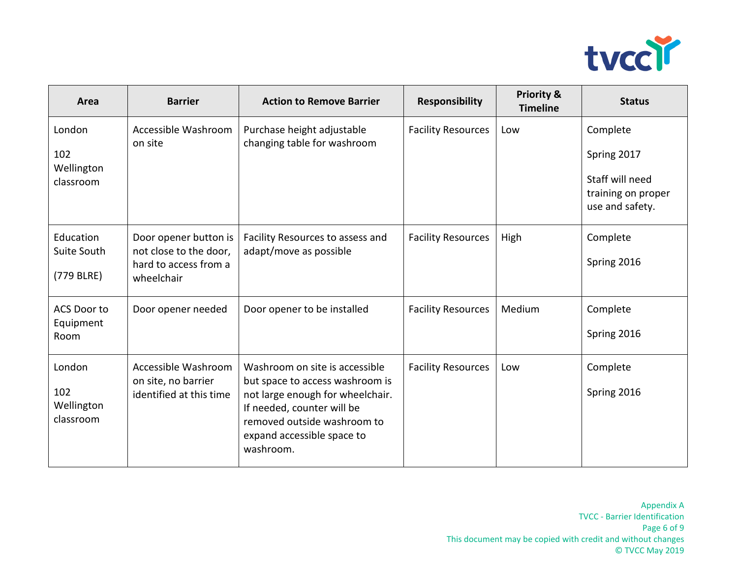| Area | Barrier | Action to Remove Barrier | Responsibility | Priority & Timeline | Status |
|---|---|---|---|---|---|
| London<br><br>102 Wellington classroom | Accessible Washroom on site | Purchase height adjustable changing table for washroom | Facility Resources | Low | Complete<br><br>Spring 2017<br><br>Staff will need training on proper use and safety. |
| Education Suite South<br><br>(779 BLRE) | Door opener button is not close to the door, hard to access from a wheelchair | Facility Resources to assess and adapt/move as possible | Facility Resources | High | Complete<br><br>Spring 2016 |
| ACS Door to Equipment Room | Door opener needed | Door opener to be installed | Facility Resources | Medium | Complete<br><br>Spring 2016 |
| London<br><br>102 Wellington classroom | Accessible Washroom on site, no barrier identified at this time | Washroom on site is accessible but space to access washroom is not large enough for wheelchair. If needed, counter will be removed outside washroom to expand accessible space to washroom. | Facility Resources | Low | Complete<br><br>Spring 2016 |

Appendix A
TVCC - Barrier Identification
This document may be copied with credit and without changes
© TVCC May 2019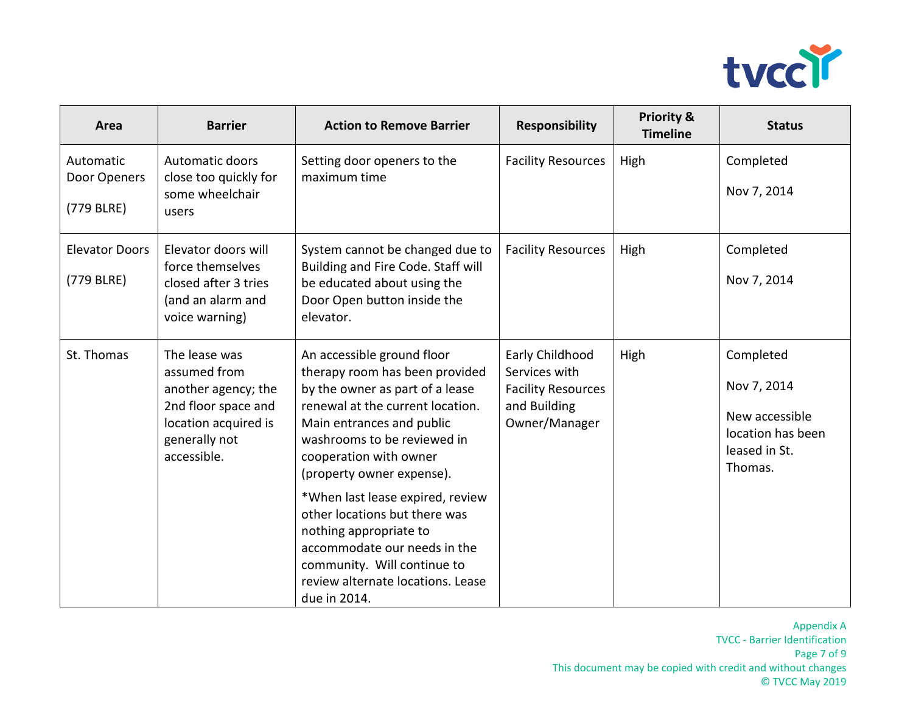| Area | Barrier | Action to Remove Barrier | Responsibility | Priority & Timeline | Status |
|---|---|---|---|---|---|
| Automatic Door Openers<br><br>(779 BLRE) | Automatic doors close too quickly for some wheelchair users | Setting door openers to the maximum time | Facility Resources | High | Completed<br><br>Nov 7, 2014 |
| Elevator Doors<br><br>(779 BLRE) | Elevator doors will force themselves closed after 3 tries (and an alarm and voice warning) | System cannot be changed due to Building and Fire Code. Staff will be educated about using the Door Open button inside the elevator. | Facility Resources | High | Completed<br><br>Nov 7, 2014 |
| St. Thomas | The lease was assumed from another agency; the 2nd floor space and location acquired is generally not accessible. | An accessible ground floor therapy room has been provided by the owner as part of a lease renewal at the current location. Main entrances and public washrooms to be reviewed in cooperation with owner (property owner expense).<br><br>*When last lease expired, review other locations but there was nothing appropriate to accommodate our needs in the community. Will continue to review alternate locations. Lease due in 2014. | Early Childhood Services with Facility Resources and Building Owner/Manager | High | Completed<br><br>Nov 7, 2014<br><br>New accessible location has been leased in St. Thomas. |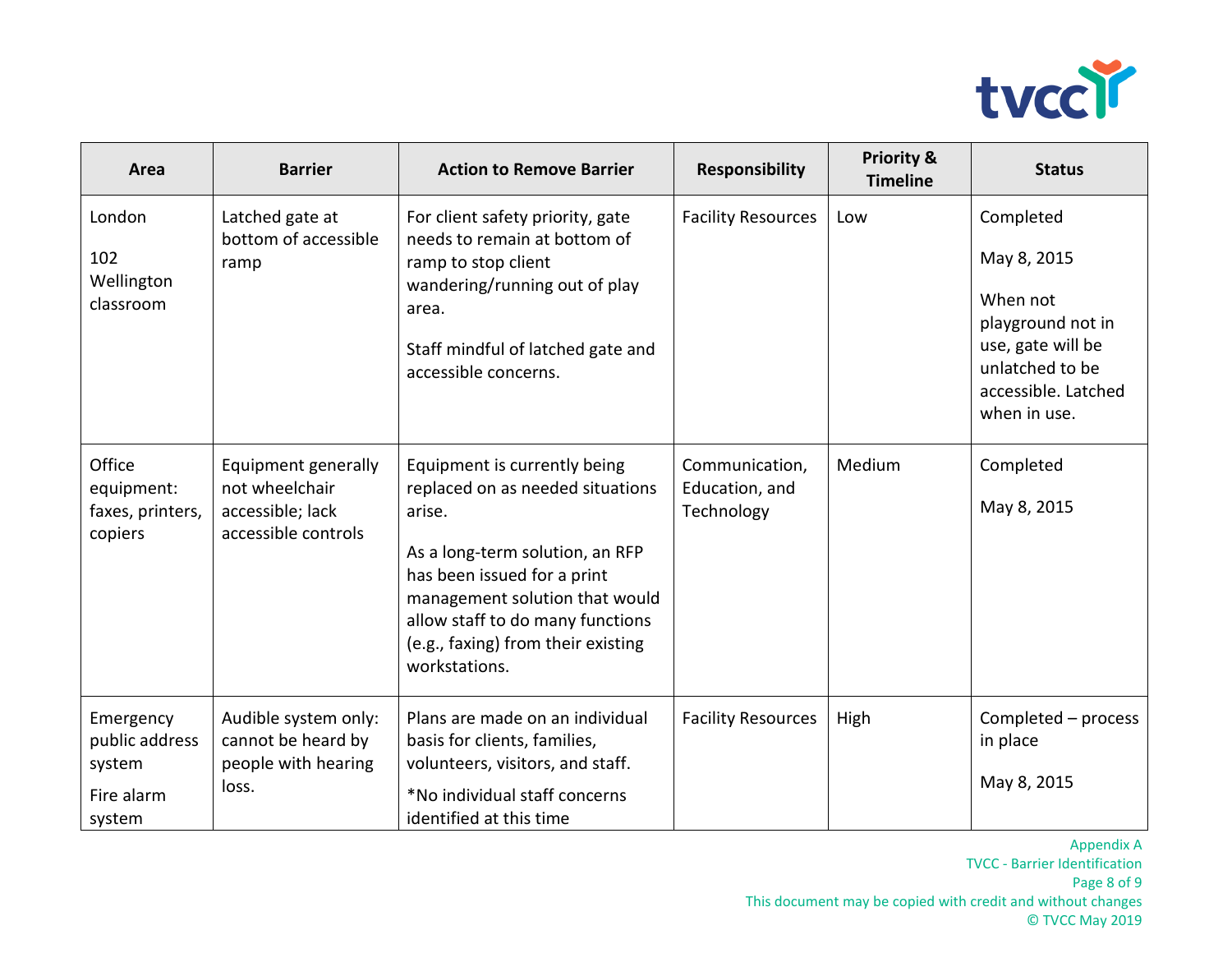| Area | Barrier | Action to Remove Barrier | Responsibility | Priority & Timeline | Status |
| --- | --- | --- | --- | --- | --- |
| London<br><br>102 Wellington classroom | Latched gate at bottom of accessible ramp | For client safety priority, gate needs to remain at bottom of ramp to stop client wandering/running out of play area.<br><br>Staff mindful of latched gate and accessible concerns. | Facility Resources | Low | Completed<br><br>May 8, 2015<br><br>When not playground not in use, gate will be unlatched to be accessible. Latched when in use. |
| Office equipment: faxes, printers, copiers | Equipment generally not wheelchair accessible; lack accessible controls | Equipment is currently being replaced on as needed situations arise.<br><br>As a long-term solution, an RFP has been issued for a print management solution that would allow staff to do many functions (e.g., faxing) from their existing workstations. | Communication, Education, and Technology | Medium | Completed<br><br>May 8, 2015 |
| Emergency public address system<br><br>Fire alarm system | Audible system only: cannot be heard by people with hearing loss. | Plans are made on an individual basis for clients, families, volunteers, visitors, and staff.<br><br>*No individual staff concerns identified at this time | Facility Resources | High | Completed – process in place<br><br>May 8, 2015 |

Appendix A
TVCC - Barrier Identification
This document may be copied with credit and without changes
© TVCC May 2019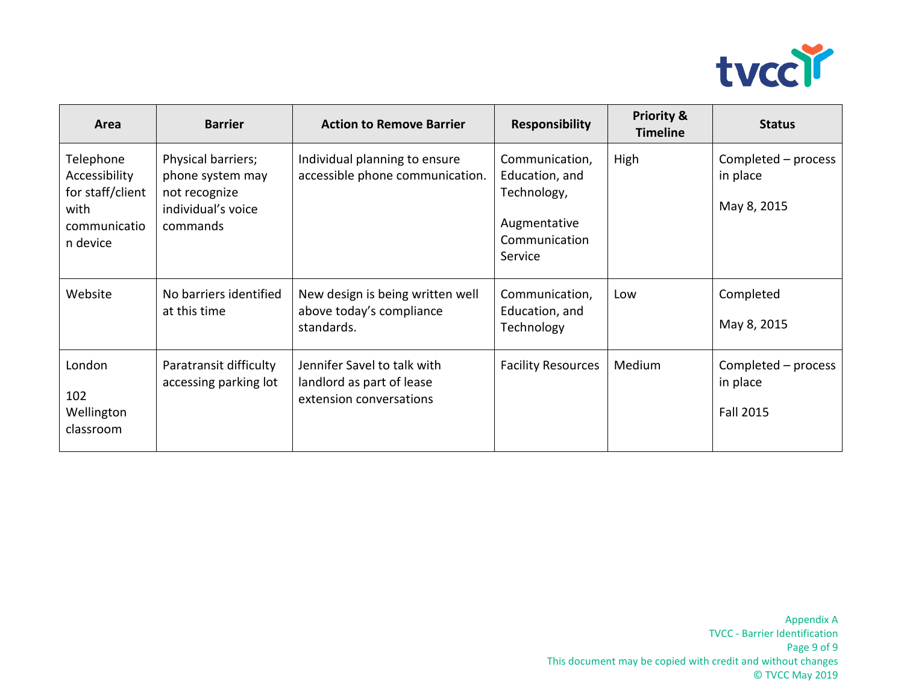| Area | Barrier | Action to Remove Barrier | Responsibility | Priority & Timeline | Status |
|---|---|---|---|---|---|
| Telephone Accessibility for staff/client with communication device | Physical barriers; phone system may not recognize individual's voice commands | Individual planning to ensure accessible phone communication. | Communication, Education, and Technology, Augmentative Communication Service | High | Completed – process in place May 8, 2015 |
| Website | No barriers identified at this time | New design is being written well above today's compliance standards. | Communication, Education, and Technology | Low | Completed May 8, 2015 |
| London 102 Wellington classroom | Paratransit difficulty accessing parking lot | Jennifer Savel to talk with landlord as part of lease extension conversations | Facility Resources | Medium | Completed – process in place Fall 2015 |

Appendix A
TVCC - Barrier Identification
This document may be copied with credit and without changes
© TVCC May 2019